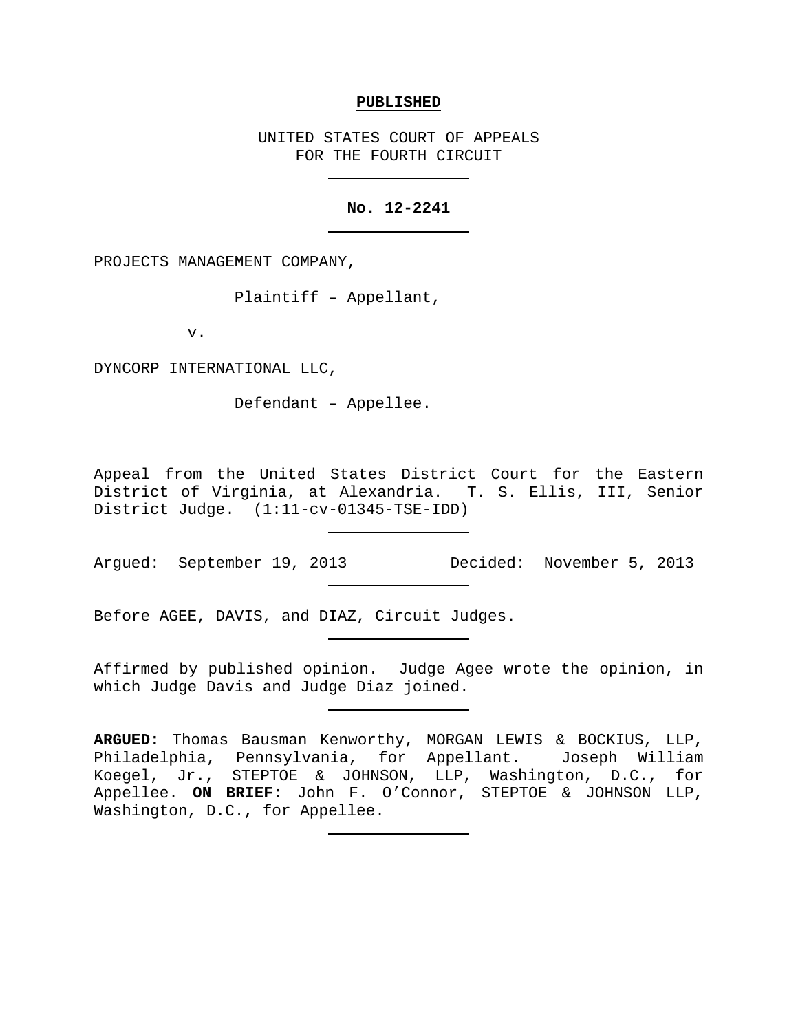**PUBLISHED**

UNITED STATES COURT OF APPEALS
FOR THE FOURTH CIRCUIT

---

**No. 12-2241**

---

PROJECTS MANAGEMENT COMPANY,

Plaintiff – Appellant,

v.

DYNCORP INTERNATIONAL LLC,

Defendant – Appellee.

---

Appeal from the United States District Court for the Eastern District of Virginia, at Alexandria. T. S. Ellis, III, Senior District Judge. (1:11-cv-01345-TSE-IDD)

---

Argued: September 19, 2013 Decided: November 5, 2013

---

Before AGEE, DAVIS, and DIAZ, Circuit Judges.

---

Affirmed by published opinion. Judge Agee wrote the opinion, in which Judge Davis and Judge Diaz joined.

---

**ARGUED:** Thomas Bausman Kenworthy, MORGAN LEWIS & BOCKIUS, LLP, Philadelphia, Pennsylvania, for Appellant. Joseph William Koegel, Jr., STEPTOE & JOHNSON, LLP, Washington, D.C., for Appellee. **ON BRIEF:** John F. O'Connor, STEPTOE & JOHNSON LLP, Washington, D.C., for Appellee.

---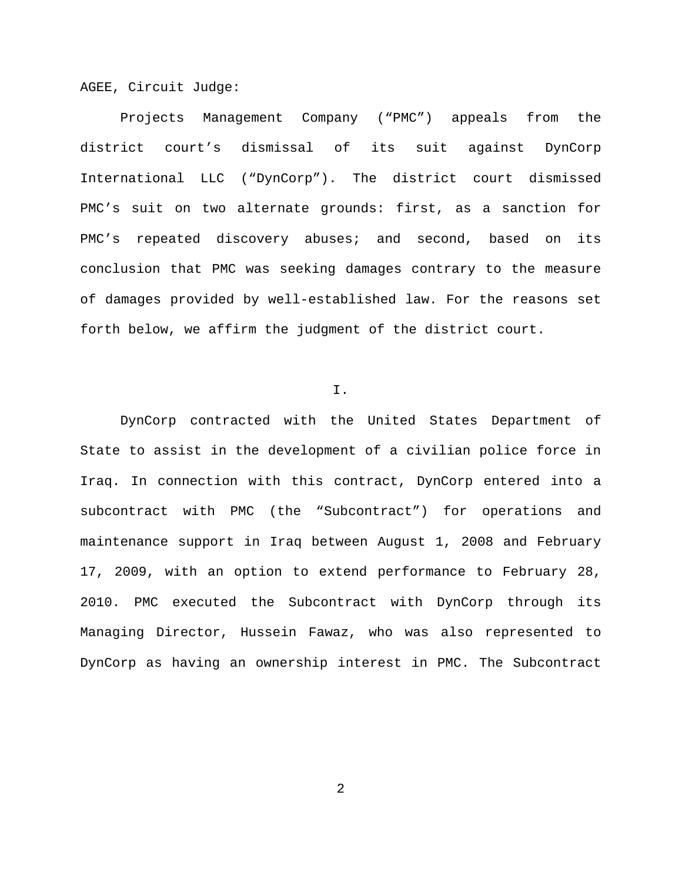AGEE, Circuit Judge:

Projects Management Company ("PMC") appeals from the district court's dismissal of its suit against DynCorp International LLC ("DynCorp"). The district court dismissed PMC's suit on two alternate grounds: first, as a sanction for PMC's repeated discovery abuses; and second, based on its conclusion that PMC was seeking damages contrary to the measure of damages provided by well-established law. For the reasons set forth below, we affirm the judgment of the district court.

## I.

DynCorp contracted with the United States Department of State to assist in the development of a civilian police force in Iraq. In connection with this contract, DynCorp entered into a subcontract with PMC (the "Subcontract") for operations and maintenance support in Iraq between August 1, 2008 and February 17, 2009, with an option to extend performance to February 28, 2010. PMC executed the Subcontract with DynCorp through its Managing Director, Hussein Fawaz, who was also represented to DynCorp as having an ownership interest in PMC. The Subcontract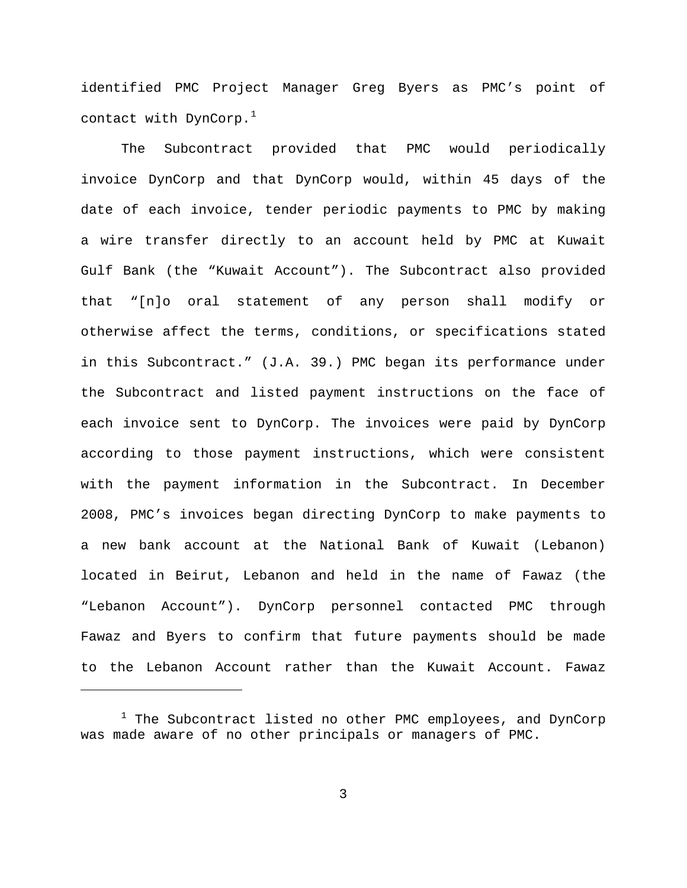identified PMC Project Manager Greg Byers as PMC's point of contact with DynCorp.[1]

The Subcontract provided that PMC would periodically invoice DynCorp and that DynCorp would, within 45 days of the date of each invoice, tender periodic payments to PMC by making a wire transfer directly to an account held by PMC at Kuwait Gulf Bank (the "Kuwait Account"). The Subcontract also provided that "[n]o oral statement of any person shall modify or otherwise affect the terms, conditions, or specifications stated in this Subcontract." (J.A. 39.) PMC began its performance under the Subcontract and listed payment instructions on the face of each invoice sent to DynCorp. The invoices were paid by DynCorp according to those payment instructions, which were consistent with the payment information in the Subcontract. In December 2008, PMC's invoices began directing DynCorp to make payments to a new bank account at the National Bank of Kuwait (Lebanon) located in Beirut, Lebanon and held in the name of Fawaz (the "Lebanon Account"). DynCorp personnel contacted PMC through Fawaz and Byers to confirm that future payments should be made to the Lebanon Account rather than the Kuwait Account. Fawaz

[1] The Subcontract listed no other PMC employees, and DynCorp was made aware of no other principals or managers of PMC.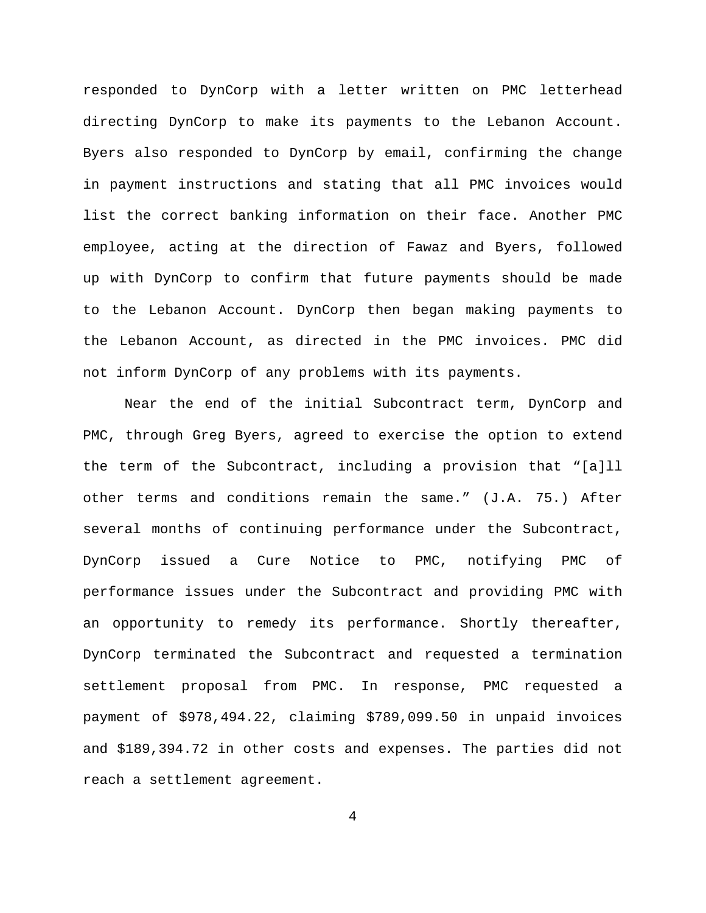responded to DynCorp with a letter written on PMC letterhead directing DynCorp to make its payments to the Lebanon Account. Byers also responded to DynCorp by email, confirming the change in payment instructions and stating that all PMC invoices would list the correct banking information on their face. Another PMC employee, acting at the direction of Fawaz and Byers, followed up with DynCorp to confirm that future payments should be made to the Lebanon Account. DynCorp then began making payments to the Lebanon Account, as directed in the PMC invoices. PMC did not inform DynCorp of any problems with its payments.

Near the end of the initial Subcontract term, DynCorp and PMC, through Greg Byers, agreed to exercise the option to extend the term of the Subcontract, including a provision that "[a]ll other terms and conditions remain the same." (J.A. 75.) After several months of continuing performance under the Subcontract, DynCorp issued a Cure Notice to PMC, notifying PMC of performance issues under the Subcontract and providing PMC with an opportunity to remedy its performance. Shortly thereafter, DynCorp terminated the Subcontract and requested a termination settlement proposal from PMC. In response, PMC requested a payment of $978,494.22, claiming $789,099.50 in unpaid invoices and $189,394.72 in other costs and expenses. The parties did not reach a settlement agreement.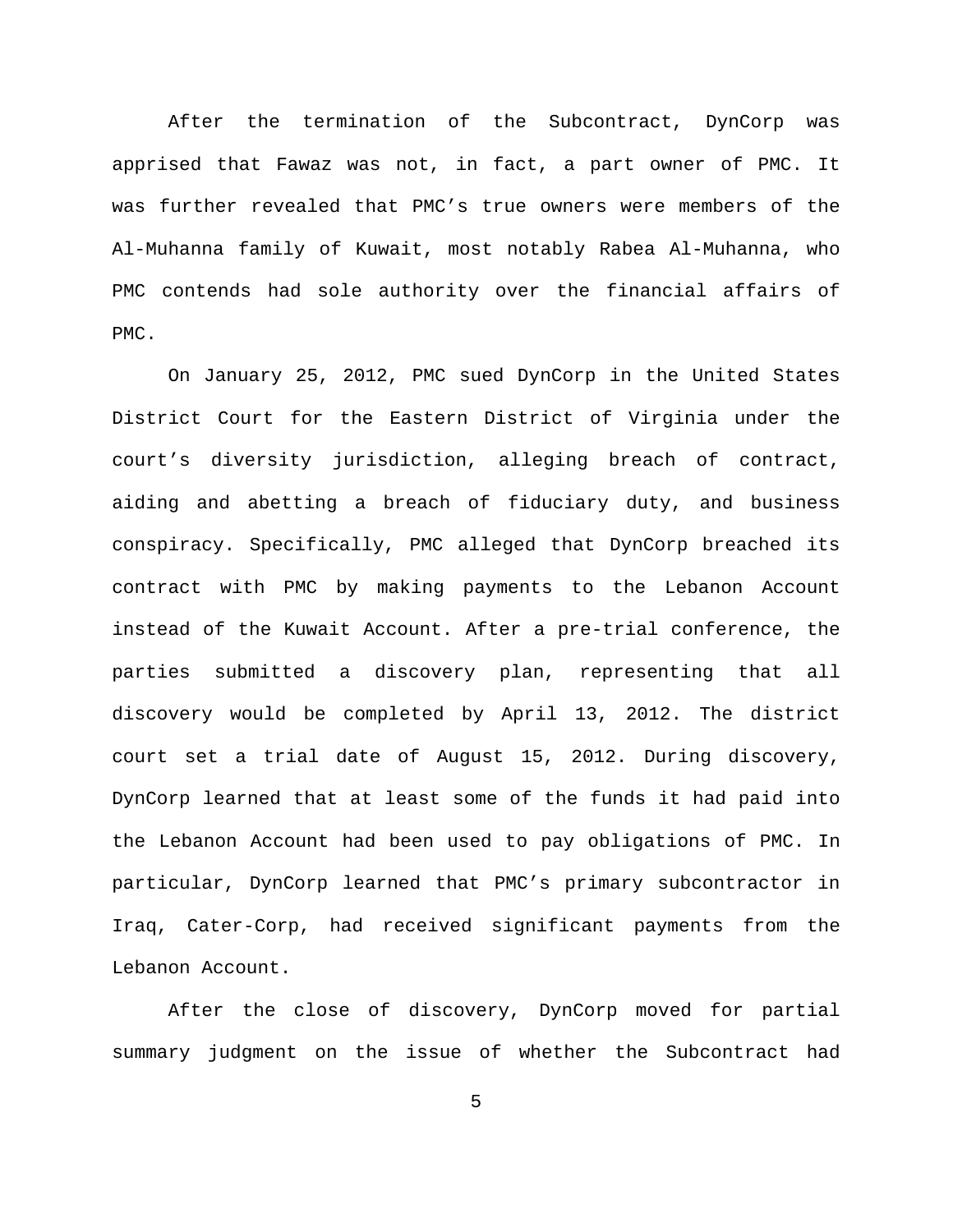After the termination of the Subcontract, DynCorp was apprised that Fawaz was not, in fact, a part owner of PMC. It was further revealed that PMC's true owners were members of the Al-Muhanna family of Kuwait, most notably Rabea Al-Muhanna, who PMC contends had sole authority over the financial affairs of PMC.

On January 25, 2012, PMC sued DynCorp in the United States District Court for the Eastern District of Virginia under the court's diversity jurisdiction, alleging breach of contract, aiding and abetting a breach of fiduciary duty, and business conspiracy. Specifically, PMC alleged that DynCorp breached its contract with PMC by making payments to the Lebanon Account instead of the Kuwait Account. After a pre-trial conference, the parties submitted a discovery plan, representing that all discovery would be completed by April 13, 2012. The district court set a trial date of August 15, 2012. During discovery, DynCorp learned that at least some of the funds it had paid into the Lebanon Account had been used to pay obligations of PMC. In particular, DynCorp learned that PMC's primary subcontractor in Iraq, Cater-Corp, had received significant payments from the Lebanon Account.

After the close of discovery, DynCorp moved for partial summary judgment on the issue of whether the Subcontract had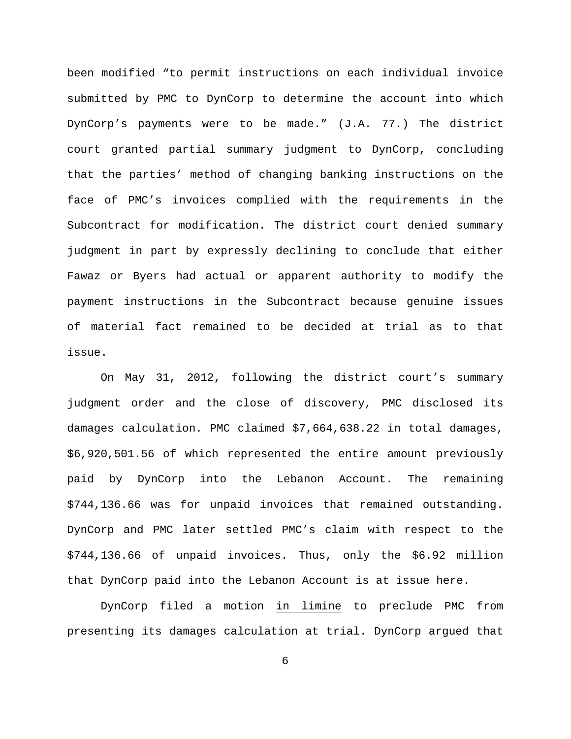been modified “to permit instructions on each individual invoice submitted by PMC to DynCorp to determine the account into which DynCorp’s payments were to be made.” (J.A. 77.) The district court granted partial summary judgment to DynCorp, concluding that the parties’ method of changing banking instructions on the face of PMC’s invoices complied with the requirements in the Subcontract for modification. The district court denied summary judgment in part by expressly declining to conclude that either Fawaz or Byers had actual or apparent authority to modify the payment instructions in the Subcontract because genuine issues of material fact remained to be decided at trial as to that issue.

On May 31, 2012, following the district court’s summary judgment order and the close of discovery, PMC disclosed its damages calculation. PMC claimed $7,664,638.22 in total damages, $6,920,501.56 of which represented the entire amount previously paid by DynCorp into the Lebanon Account. The remaining $744,136.66 was for unpaid invoices that remained outstanding. DynCorp and PMC later settled PMC’s claim with respect to the $744,136.66 of unpaid invoices. Thus, only the $6.92 million that DynCorp paid into the Lebanon Account is at issue here.

DynCorp filed a motion <u>in limine</u> to preclude PMC from presenting its damages calculation at trial. DynCorp argued that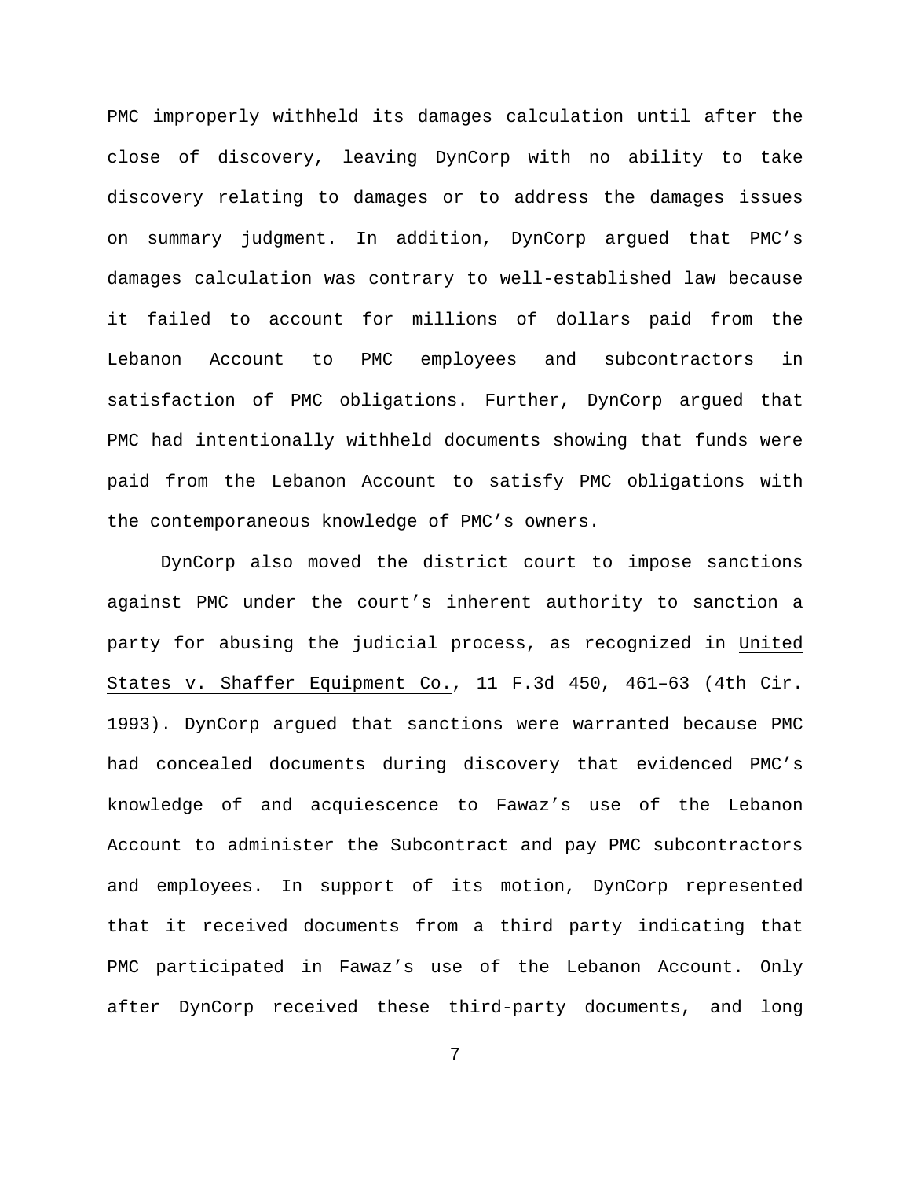PMC improperly withheld its damages calculation until after the close of discovery, leaving DynCorp with no ability to take discovery relating to damages or to address the damages issues on summary judgment. In addition, DynCorp argued that PMC's damages calculation was contrary to well-established law because it failed to account for millions of dollars paid from the Lebanon Account to PMC employees and subcontractors in satisfaction of PMC obligations. Further, DynCorp argued that PMC had intentionally withheld documents showing that funds were paid from the Lebanon Account to satisfy PMC obligations with the contemporaneous knowledge of PMC's owners.

DynCorp also moved the district court to impose sanctions against PMC under the court's inherent authority to sanction a party for abusing the judicial process, as recognized in United States v. Shaffer Equipment Co., 11 F.3d 450, 461–63 (4th Cir. 1993). DynCorp argued that sanctions were warranted because PMC had concealed documents during discovery that evidenced PMC's knowledge of and acquiescence to Fawaz's use of the Lebanon Account to administer the Subcontract and pay PMC subcontractors and employees. In support of its motion, DynCorp represented that it received documents from a third party indicating that PMC participated in Fawaz's use of the Lebanon Account. Only after DynCorp received these third-party documents, and long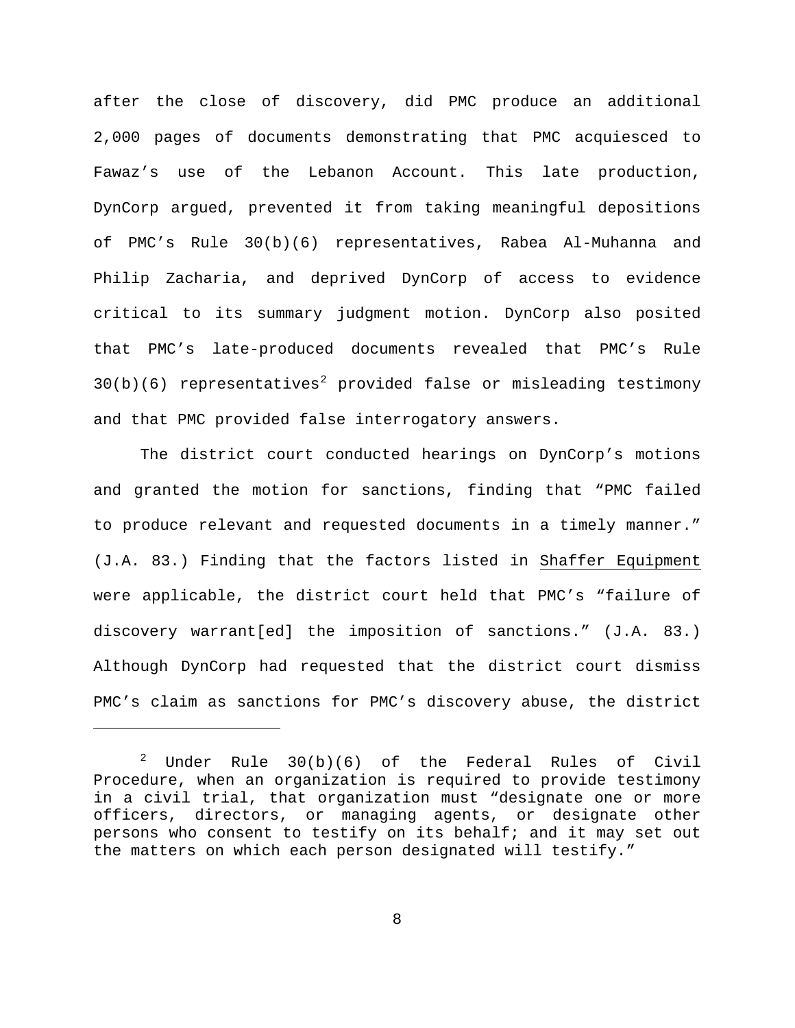after the close of discovery, did PMC produce an additional 2,000 pages of documents demonstrating that PMC acquiesced to Fawaz's use of the Lebanon Account. This late production, DynCorp argued, prevented it from taking meaningful depositions of PMC's Rule 30(b)(6) representatives, Rabea Al-Muhanna and Philip Zacharia, and deprived DynCorp of access to evidence critical to its summary judgment motion. DynCorp also posited that PMC's late-produced documents revealed that PMC's Rule 30(b)(6) representatives[2] provided false or misleading testimony and that PMC provided false interrogatory answers.

The district court conducted hearings on DynCorp's motions and granted the motion for sanctions, finding that "PMC failed to produce relevant and requested documents in a timely manner." (J.A. 83.) Finding that the factors listed in Shaffer Equipment were applicable, the district court held that PMC's "failure of discovery warrant[ed] the imposition of sanctions." (J.A. 83.) Although DynCorp had requested that the district court dismiss PMC's claim as sanctions for PMC's discovery abuse, the district

---

[2] Under Rule 30(b)(6) of the Federal Rules of Civil Procedure, when an organization is required to provide testimony in a civil trial, that organization must "designate one or more officers, directors, or managing agents, or designate other persons who consent to testify on its behalf; and it may set out the matters on which each person designated will testify."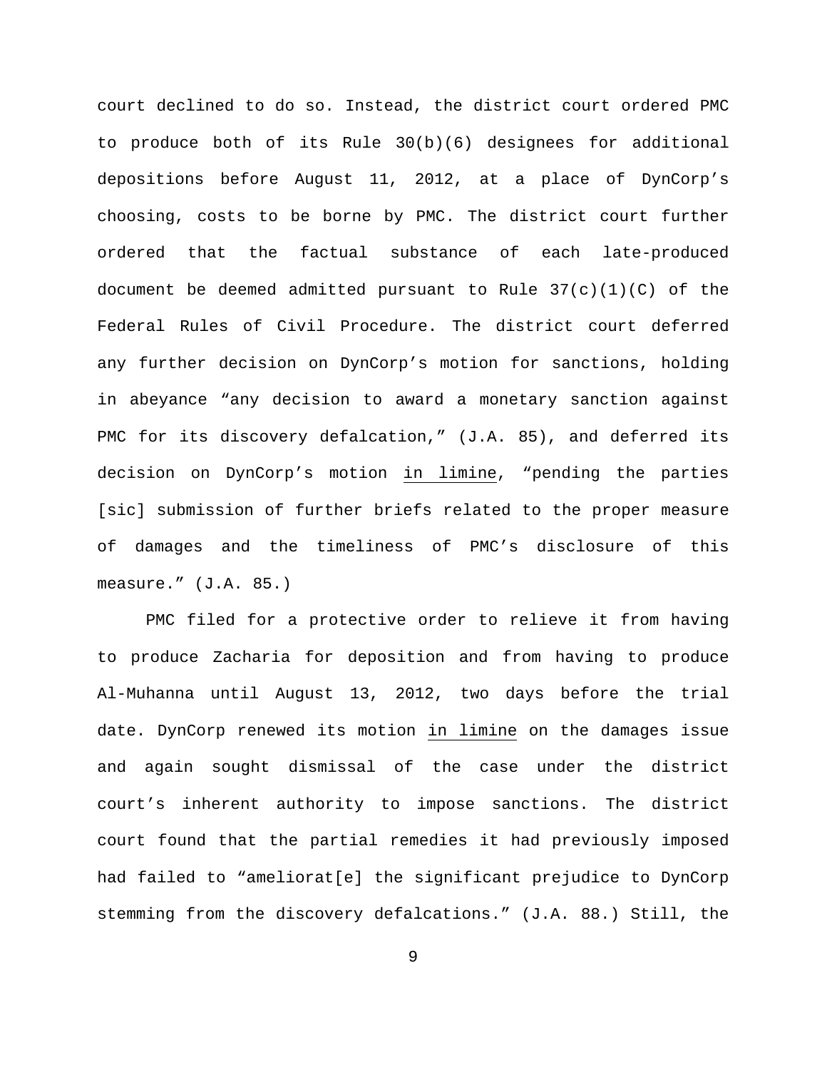court declined to do so. Instead, the district court ordered PMC to produce both of its Rule 30(b)(6) designees for additional depositions before August 11, 2012, at a place of DynCorp's choosing, costs to be borne by PMC. The district court further ordered that the factual substance of each late-produced document be deemed admitted pursuant to Rule 37(c)(1)(C) of the Federal Rules of Civil Procedure. The district court deferred any further decision on DynCorp's motion for sanctions, holding in abeyance "any decision to award a monetary sanction against PMC for its discovery defalcation," (J.A. 85), and deferred its decision on DynCorp's motion in limine, "pending the parties [sic] submission of further briefs related to the proper measure of damages and the timeliness of PMC's disclosure of this measure." (J.A. 85.)

PMC filed for a protective order to relieve it from having to produce Zacharia for deposition and from having to produce Al-Muhanna until August 13, 2012, two days before the trial date. DynCorp renewed its motion in limine on the damages issue and again sought dismissal of the case under the district court's inherent authority to impose sanctions. The district court found that the partial remedies it had previously imposed had failed to "ameliorat[e] the significant prejudice to DynCorp stemming from the discovery defalcations." (J.A. 88.) Still, the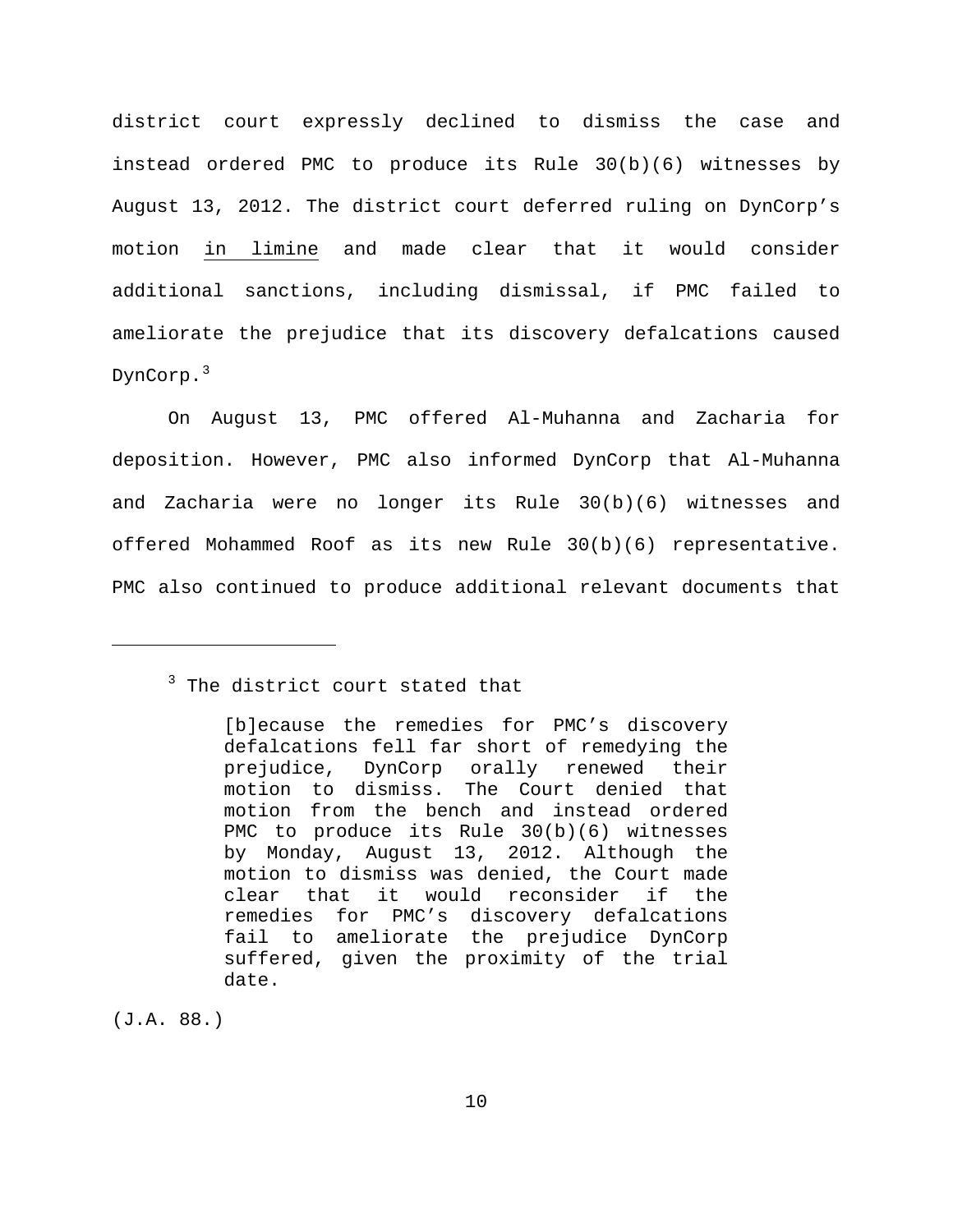district court expressly declined to dismiss the case and instead ordered PMC to produce its Rule 30(b)(6) witnesses by August 13, 2012. The district court deferred ruling on DynCorp's motion in limine and made clear that it would consider additional sanctions, including dismissal, if PMC failed to ameliorate the prejudice that its discovery defalcations caused DynCorp.[3]

On August 13, PMC offered Al-Muhanna and Zacharia for deposition. However, PMC also informed DynCorp that Al-Muhanna and Zacharia were no longer its Rule 30(b)(6) witnesses and offered Mohammed Roof as its new Rule 30(b)(6) representative. PMC also continued to produce additional relevant documents that

---

[3] The district court stated that

> [b]ecause the remedies for PMC's discovery defalcations fell far short of remedying the prejudice, DynCorp orally renewed their motion to dismiss. The Court denied that motion from the bench and instead ordered PMC to produce its Rule 30(b)(6) witnesses by Monday, August 13, 2012. Although the motion to dismiss was denied, the Court made clear that it would reconsider if the remedies for PMC's discovery defalcations fail to ameliorate the prejudice DynCorp suffered, given the proximity of the trial date.

(J.A. 88.)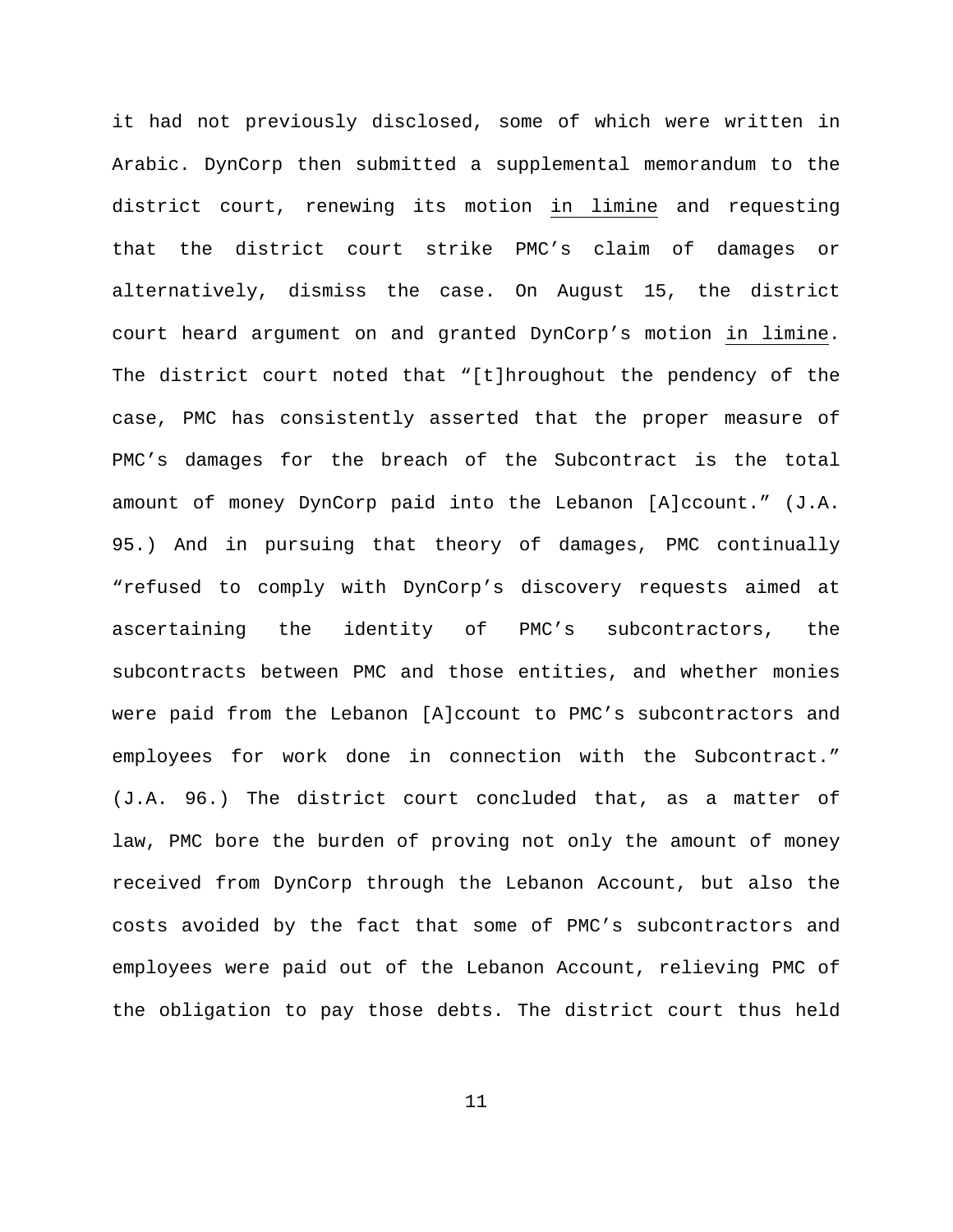it had not previously disclosed, some of which were written in Arabic. DynCorp then submitted a supplemental memorandum to the district court, renewing its motion _in limine_ and requesting that the district court strike PMC's claim of damages or alternatively, dismiss the case. On August 15, the district court heard argument on and granted DynCorp's motion _in limine_. The district court noted that "[t]hroughout the pendency of the case, PMC has consistently asserted that the proper measure of PMC's damages for the breach of the Subcontract is the total amount of money DynCorp paid into the Lebanon [A]ccount." (J.A. 95.) And in pursuing that theory of damages, PMC continually "refused to comply with DynCorp's discovery requests aimed at ascertaining the identity of PMC's subcontractors, the subcontracts between PMC and those entities, and whether monies were paid from the Lebanon [A]ccount to PMC's subcontractors and employees for work done in connection with the Subcontract." (J.A. 96.) The district court concluded that, as a matter of law, PMC bore the burden of proving not only the amount of money received from DynCorp through the Lebanon Account, but also the costs avoided by the fact that some of PMC's subcontractors and employees were paid out of the Lebanon Account, relieving PMC of the obligation to pay those debts. The district court thus held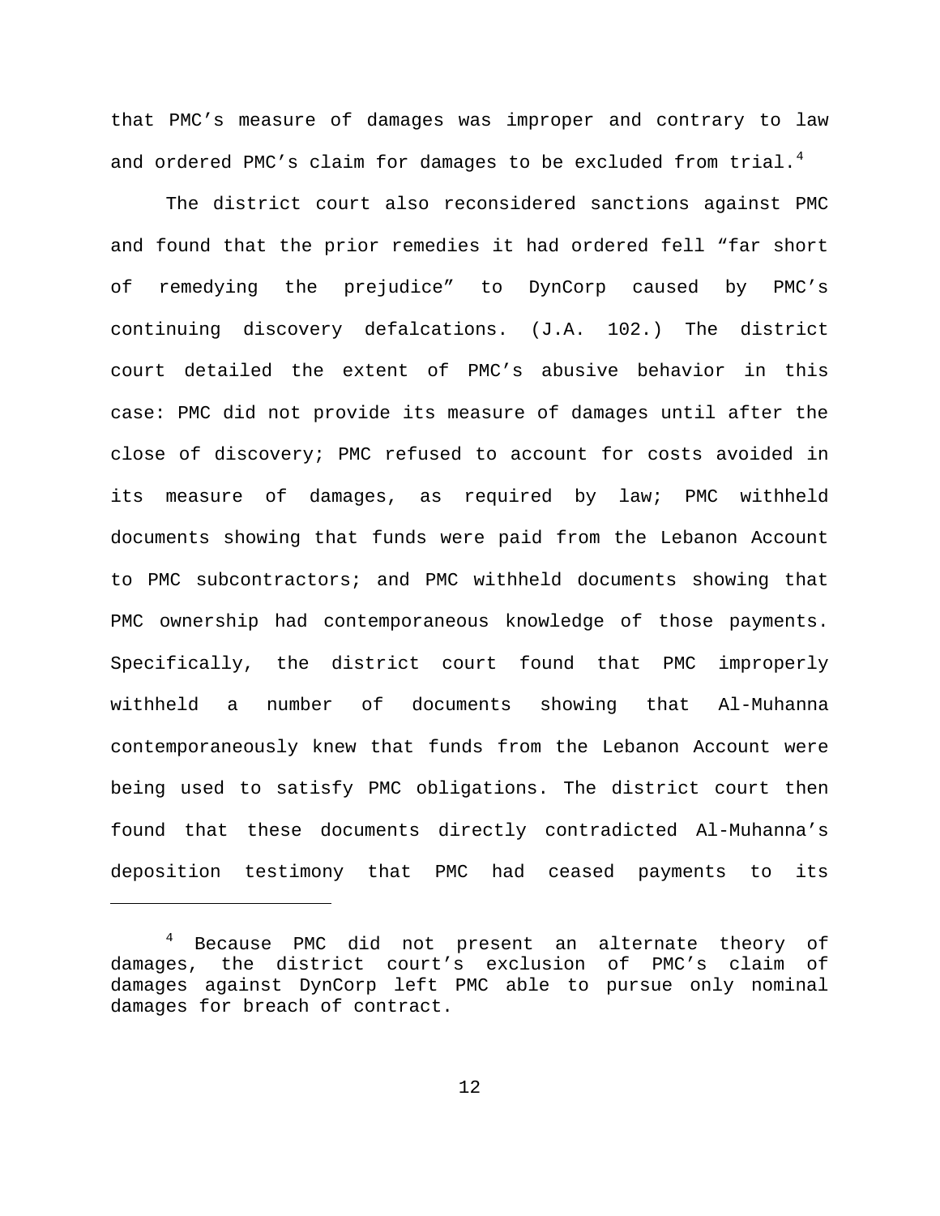that PMC's measure of damages was improper and contrary to law and ordered PMC's claim for damages to be excluded from trial.[4]

The district court also reconsidered sanctions against PMC and found that the prior remedies it had ordered fell "far short of remedying the prejudice" to DynCorp caused by PMC's continuing discovery defalcations. (J.A. 102.) The district court detailed the extent of PMC's abusive behavior in this case: PMC did not provide its measure of damages until after the close of discovery; PMC refused to account for costs avoided in its measure of damages, as required by law; PMC withheld documents showing that funds were paid from the Lebanon Account to PMC subcontractors; and PMC withheld documents showing that PMC ownership had contemporaneous knowledge of those payments. Specifically, the district court found that PMC improperly withheld a number of documents showing that Al-Muhanna contemporaneously knew that funds from the Lebanon Account were being used to satisfy PMC obligations. The district court then found that these documents directly contradicted Al-Muhanna's deposition testimony that PMC had ceased payments to its

[4] Because PMC did not present an alternate theory of damages, the district court's exclusion of PMC's claim of damages against DynCorp left PMC able to pursue only nominal damages for breach of contract.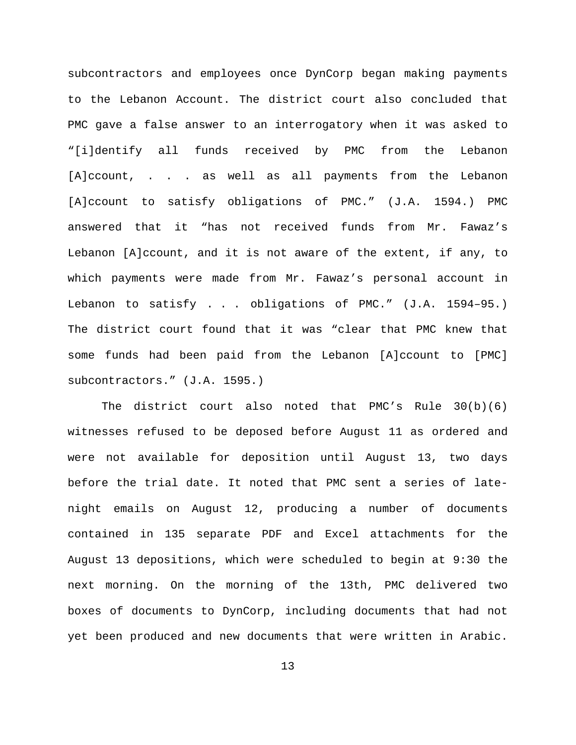subcontractors and employees once DynCorp began making payments to the Lebanon Account. The district court also concluded that PMC gave a false answer to an interrogatory when it was asked to "[i]dentify all funds received by PMC from the Lebanon [A]ccount, . . . as well as all payments from the Lebanon [A]ccount to satisfy obligations of PMC." (J.A. 1594.) PMC answered that it "has not received funds from Mr. Fawaz's Lebanon [A]ccount, and it is not aware of the extent, if any, to which payments were made from Mr. Fawaz's personal account in Lebanon to satisfy . . . obligations of PMC." (J.A. 1594–95.) The district court found that it was "clear that PMC knew that some funds had been paid from the Lebanon [A]ccount to [PMC] subcontractors." (J.A. 1595.)

The district court also noted that PMC's Rule 30(b)(6) witnesses refused to be deposed before August 11 as ordered and were not available for deposition until August 13, two days before the trial date. It noted that PMC sent a series of late-night emails on August 12, producing a number of documents contained in 135 separate PDF and Excel attachments for the August 13 depositions, which were scheduled to begin at 9:30 the next morning. On the morning of the 13th, PMC delivered two boxes of documents to DynCorp, including documents that had not yet been produced and new documents that were written in Arabic.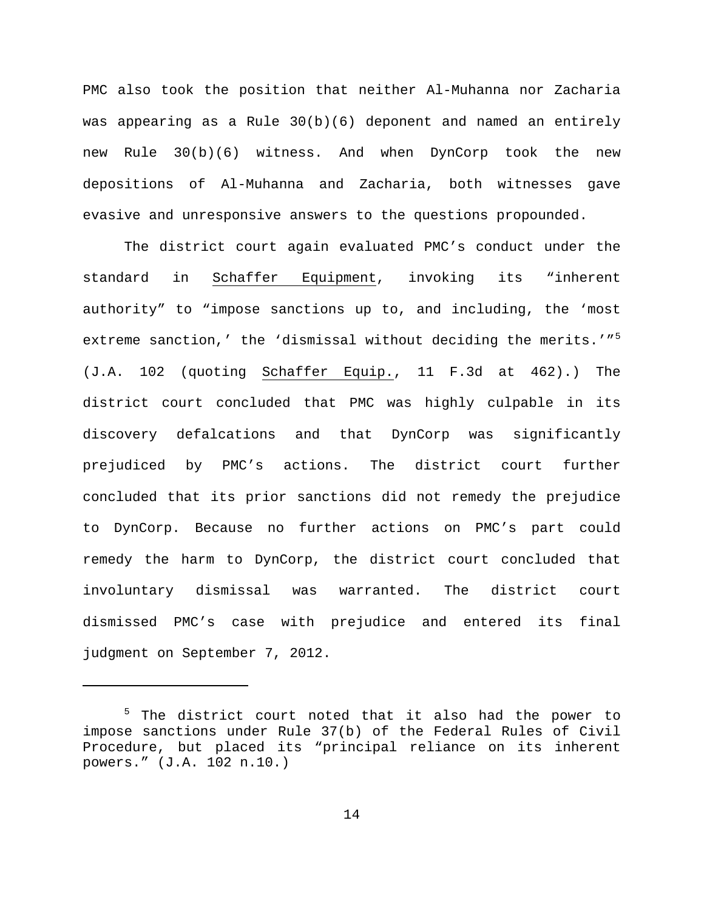PMC also took the position that neither Al-Muhanna nor Zacharia was appearing as a Rule 30(b)(6) deponent and named an entirely new Rule 30(b)(6) witness. And when DynCorp took the new depositions of Al-Muhanna and Zacharia, both witnesses gave evasive and unresponsive answers to the questions propounded.

The district court again evaluated PMC's conduct under the standard in Schaffer Equipment, invoking its "inherent authority" to "impose sanctions up to, and including, the 'most extreme sanction,' the 'dismissal without deciding the merits.'"[5] (J.A. 102 (quoting Schaffer Equip., 11 F.3d at 462).) The district court concluded that PMC was highly culpable in its discovery defalcations and that DynCorp was significantly prejudiced by PMC's actions. The district court further concluded that its prior sanctions did not remedy the prejudice to DynCorp. Because no further actions on PMC's part could remedy the harm to DynCorp, the district court concluded that involuntary dismissal was warranted. The district court dismissed PMC's case with prejudice and entered its final judgment on September 7, 2012.

---

[5] The district court noted that it also had the power to impose sanctions under Rule 37(b) of the Federal Rules of Civil Procedure, but placed its "principal reliance on its inherent powers." (J.A. 102 n.10.)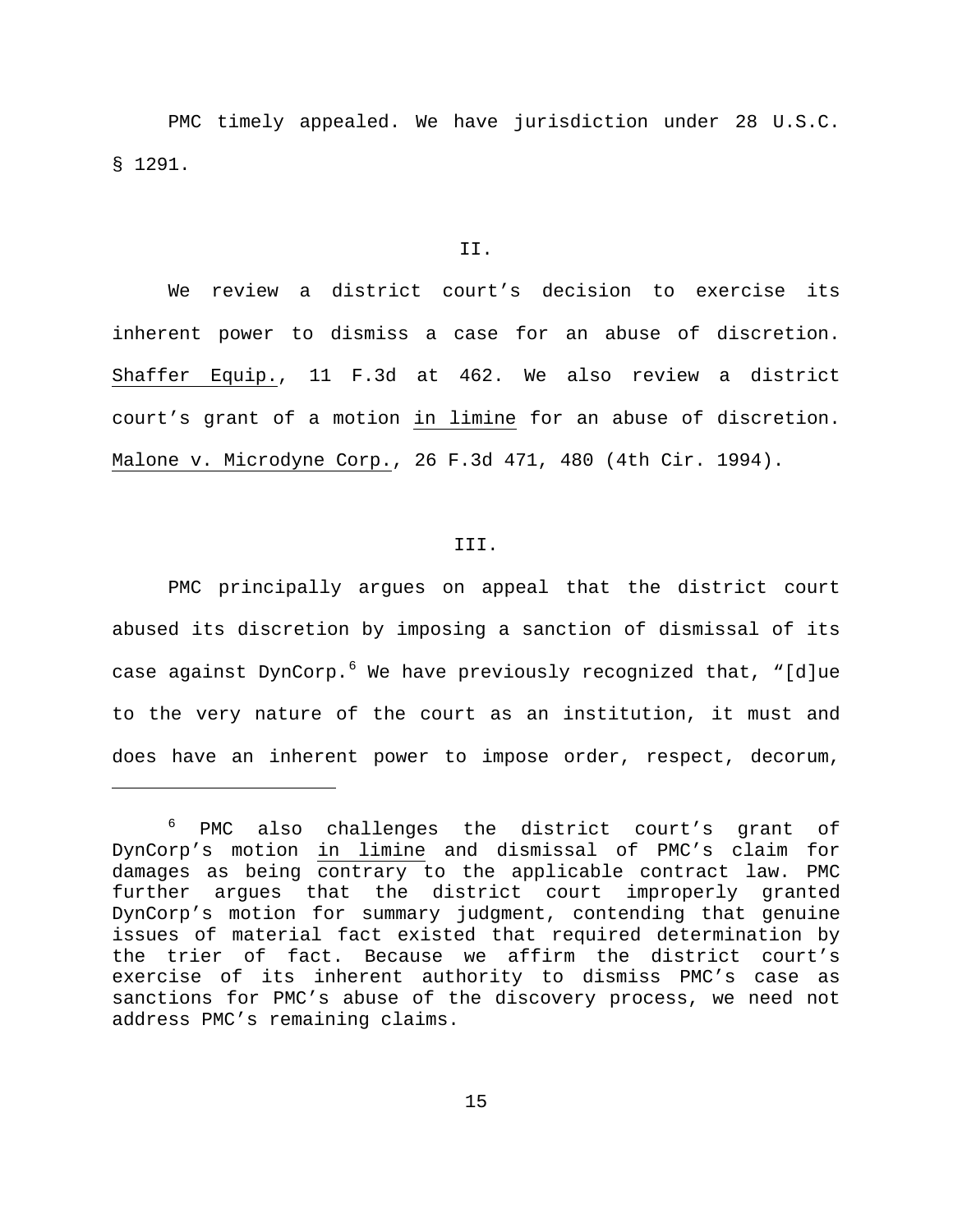PMC timely appealed. We have jurisdiction under 28 U.S.C. § 1291.

II.

We review a district court's decision to exercise its inherent power to dismiss a case for an abuse of discretion. Shaffer Equip., 11 F.3d at 462. We also review a district court's grant of a motion *in limine* for an abuse of discretion. Malone v. Microdyne Corp., 26 F.3d 471, 480 (4th Cir. 1994).

III.

PMC principally argues on appeal that the district court abused its discretion by imposing a sanction of dismissal of its case against DynCorp.[6] We have previously recognized that, "[d]ue to the very nature of the court as an institution, it must and does have an inherent power to impose order, respect, decorum,

---

[6] PMC also challenges the district court's grant of DynCorp's motion *in limine* and dismissal of PMC's claim for damages as being contrary to the applicable contract law. PMC further argues that the district court improperly granted DynCorp's motion for summary judgment, contending that genuine issues of material fact existed that required determination by the trier of fact. Because we affirm the district court's exercise of its inherent authority to dismiss PMC's case as sanctions for PMC's abuse of the discovery process, we need not address PMC's remaining claims.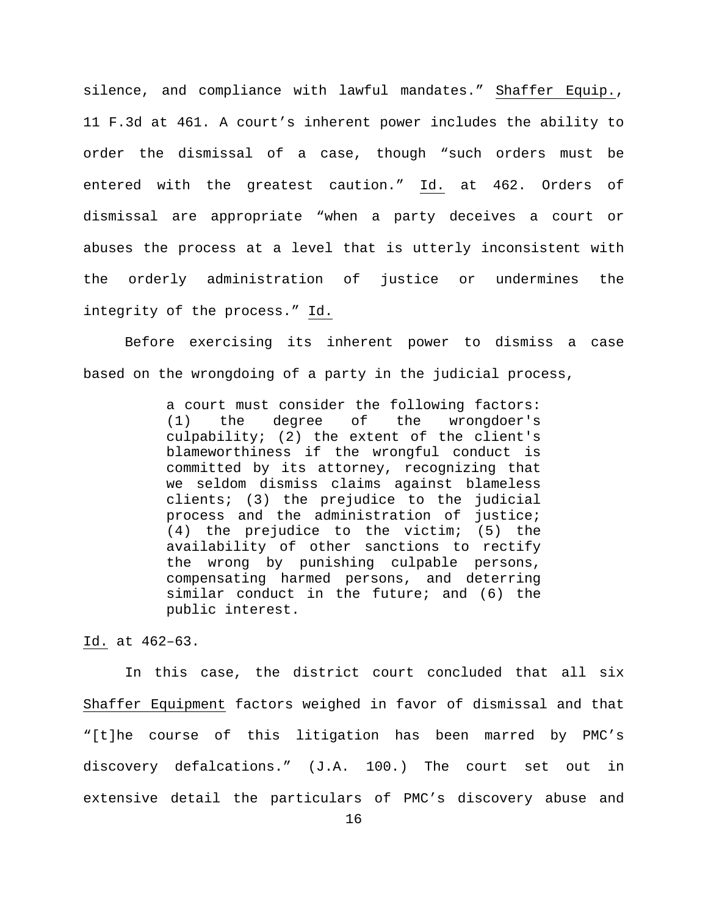silence, and compliance with lawful mandates." Shaffer Equip., 11 F.3d at 461. A court's inherent power includes the ability to order the dismissal of a case, though "such orders must be entered with the greatest caution." Id. at 462. Orders of dismissal are appropriate "when a party deceives a court or abuses the process at a level that is utterly inconsistent with the orderly administration of justice or undermines the integrity of the process." Id.

Before exercising its inherent power to dismiss a case based on the wrongdoing of a party in the judicial process,

> a court must consider the following factors: (1) the degree of the wrongdoer's culpability; (2) the extent of the client's blameworthiness if the wrongful conduct is committed by its attorney, recognizing that we seldom dismiss claims against blameless clients; (3) the prejudice to the judicial process and the administration of justice; (4) the prejudice to the victim; (5) the availability of other sanctions to rectify the wrong by punishing culpable persons, compensating harmed persons, and deterring similar conduct in the future; and (6) the public interest.

Id. at 462–63.

In this case, the district court concluded that all six Shaffer Equipment factors weighed in favor of dismissal and that "[t]he course of this litigation has been marred by PMC's discovery defalcations." (J.A. 100.) The court set out in extensive detail the particulars of PMC's discovery abuse and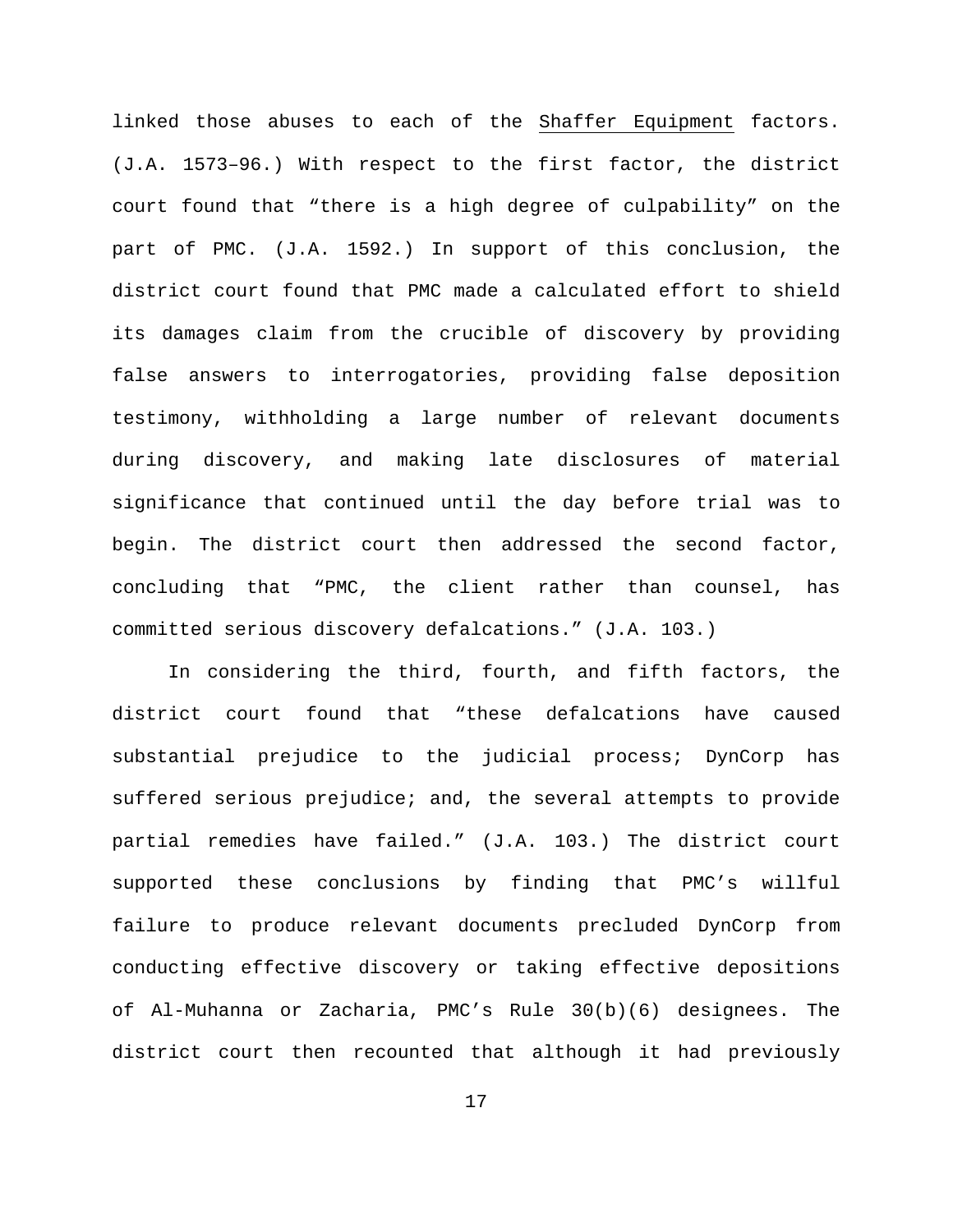linked those abuses to each of the Shaffer Equipment factors. (J.A. 1573–96.) With respect to the first factor, the district court found that "there is a high degree of culpability" on the part of PMC. (J.A. 1592.) In support of this conclusion, the district court found that PMC made a calculated effort to shield its damages claim from the crucible of discovery by providing false answers to interrogatories, providing false deposition testimony, withholding a large number of relevant documents during discovery, and making late disclosures of material significance that continued until the day before trial was to begin. The district court then addressed the second factor, concluding that "PMC, the client rather than counsel, has committed serious discovery defalcations." (J.A. 103.)

In considering the third, fourth, and fifth factors, the district court found that "these defalcations have caused substantial prejudice to the judicial process; DynCorp has suffered serious prejudice; and, the several attempts to provide partial remedies have failed." (J.A. 103.) The district court supported these conclusions by finding that PMC's willful failure to produce relevant documents precluded DynCorp from conducting effective discovery or taking effective depositions of Al-Muhanna or Zacharia, PMC's Rule 30(b)(6) designees. The district court then recounted that although it had previously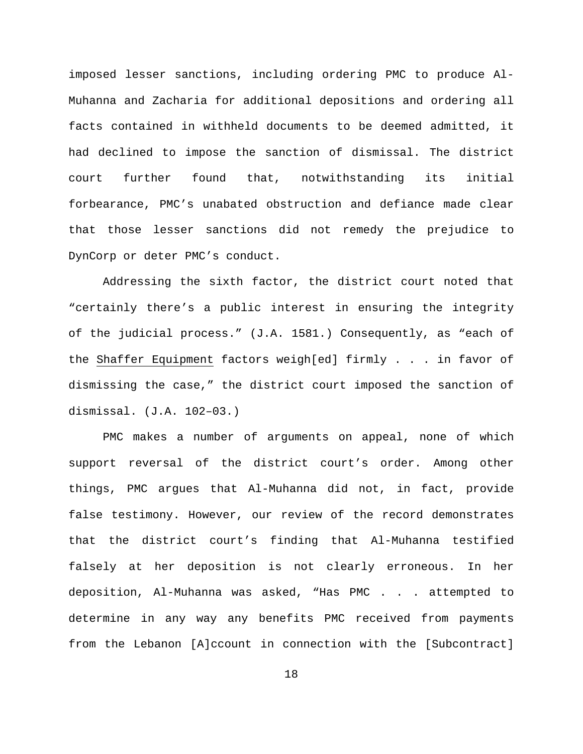imposed lesser sanctions, including ordering PMC to produce Al-Muhanna and Zacharia for additional depositions and ordering all facts contained in withheld documents to be deemed admitted, it had declined to impose the sanction of dismissal. The district court further found that, notwithstanding its initial forbearance, PMC's unabated obstruction and defiance made clear that those lesser sanctions did not remedy the prejudice to DynCorp or deter PMC's conduct.

Addressing the sixth factor, the district court noted that "certainly there's a public interest in ensuring the integrity of the judicial process." (J.A. 1581.) Consequently, as "each of the Shaffer Equipment factors weigh[ed] firmly . . . in favor of dismissing the case," the district court imposed the sanction of dismissal. (J.A. 102–03.)

PMC makes a number of arguments on appeal, none of which support reversal of the district court's order. Among other things, PMC argues that Al-Muhanna did not, in fact, provide false testimony. However, our review of the record demonstrates that the district court's finding that Al-Muhanna testified falsely at her deposition is not clearly erroneous. In her deposition, Al-Muhanna was asked, "Has PMC . . . attempted to determine in any way any benefits PMC received from payments from the Lebanon [A]ccount in connection with the [Subcontract]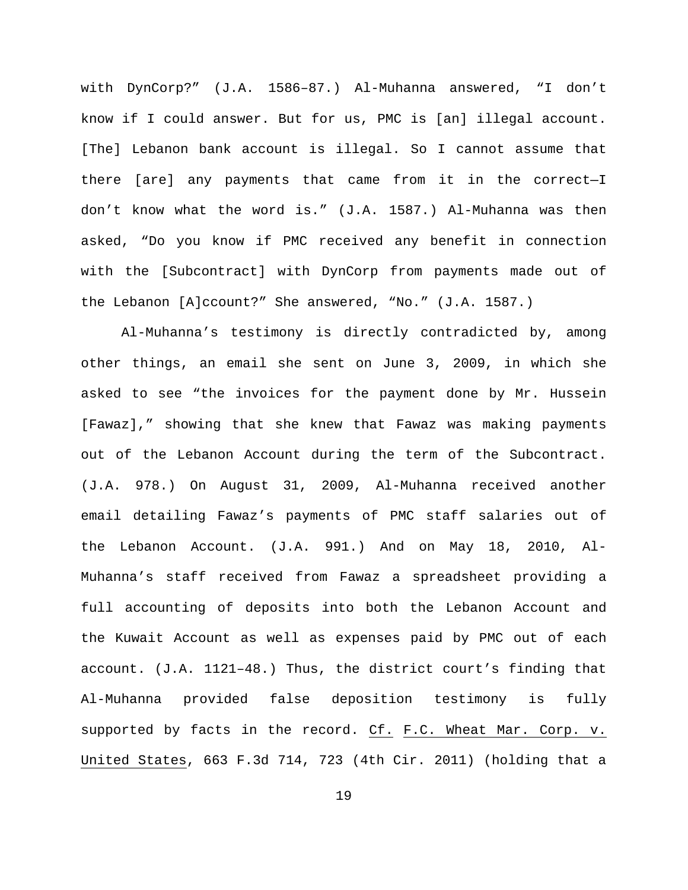with DynCorp?" (J.A. 1586–87.) Al-Muhanna answered, "I don't know if I could answer. But for us, PMC is [an] illegal account. [The] Lebanon bank account is illegal. So I cannot assume that there [are] any payments that came from it in the correct—I don't know what the word is." (J.A. 1587.) Al-Muhanna was then asked, "Do you know if PMC received any benefit in connection with the [Subcontract] with DynCorp from payments made out of the Lebanon [A]ccount?" She answered, "No." (J.A. 1587.)

Al-Muhanna's testimony is directly contradicted by, among other things, an email she sent on June 3, 2009, in which she asked to see "the invoices for the payment done by Mr. Hussein [Fawaz]," showing that she knew that Fawaz was making payments out of the Lebanon Account during the term of the Subcontract. (J.A. 978.) On August 31, 2009, Al-Muhanna received another email detailing Fawaz's payments of PMC staff salaries out of the Lebanon Account. (J.A. 991.) And on May 18, 2010, Al-Muhanna's staff received from Fawaz a spreadsheet providing a full accounting of deposits into both the Lebanon Account and the Kuwait Account as well as expenses paid by PMC out of each account. (J.A. 1121–48.) Thus, the district court's finding that Al-Muhanna provided false deposition testimony is fully supported by facts in the record. Cf. F.C. Wheat Mar. Corp. v. United States, 663 F.3d 714, 723 (4th Cir. 2011) (holding that a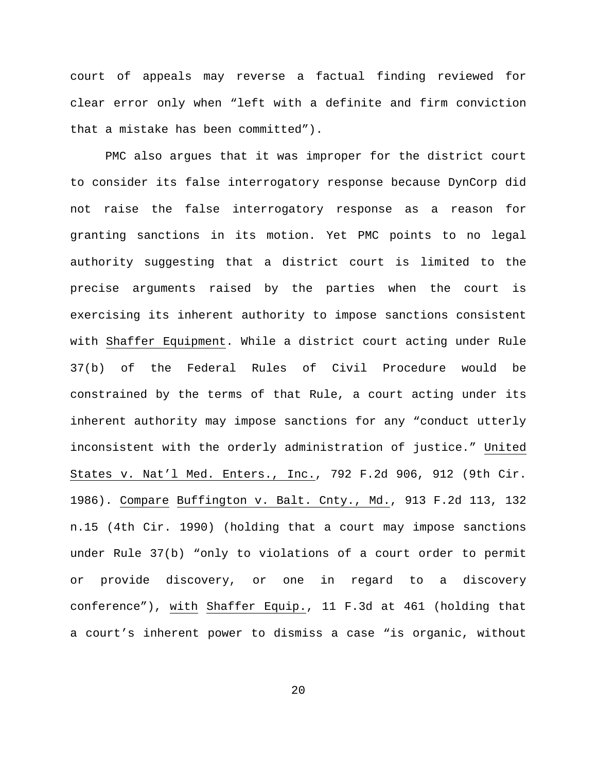court of appeals may reverse a factual finding reviewed for clear error only when "left with a definite and firm conviction that a mistake has been committed").

PMC also argues that it was improper for the district court to consider its false interrogatory response because DynCorp did not raise the false interrogatory response as a reason for granting sanctions in its motion. Yet PMC points to no legal authority suggesting that a district court is limited to the precise arguments raised by the parties when the court is exercising its inherent authority to impose sanctions consistent with Shaffer Equipment. While a district court acting under Rule 37(b) of the Federal Rules of Civil Procedure would be constrained by the terms of that Rule, a court acting under its inherent authority may impose sanctions for any "conduct utterly inconsistent with the orderly administration of justice." United States v. Nat'l Med. Enters., Inc., 792 F.2d 906, 912 (9th Cir. 1986). Compare Buffington v. Balt. Cnty., Md., 913 F.2d 113, 132 n.15 (4th Cir. 1990) (holding that a court may impose sanctions under Rule 37(b) "only to violations of a court order to permit or provide discovery, or one in regard to a discovery conference"), with Shaffer Equip., 11 F.3d at 461 (holding that a court's inherent power to dismiss a case "is organic, without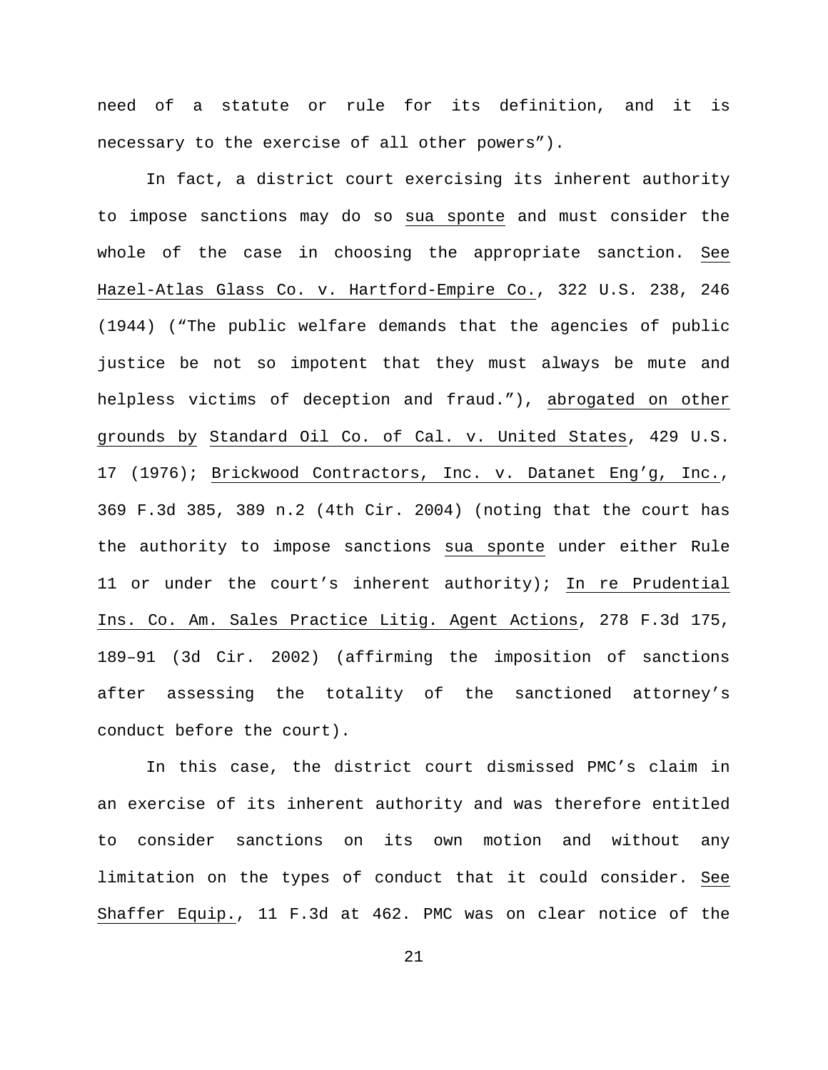need of a statute or rule for its definition, and it is necessary to the exercise of all other powers").

In fact, a district court exercising its inherent authority to impose sanctions may do so sua sponte and must consider the whole of the case in choosing the appropriate sanction. See Hazel-Atlas Glass Co. v. Hartford-Empire Co., 322 U.S. 238, 246 (1944) ("The public welfare demands that the agencies of public justice be not so impotent that they must always be mute and helpless victims of deception and fraud."), abrogated on other grounds by Standard Oil Co. of Cal. v. United States, 429 U.S. 17 (1976); Brickwood Contractors, Inc. v. Datanet Eng'g, Inc., 369 F.3d 385, 389 n.2 (4th Cir. 2004) (noting that the court has the authority to impose sanctions sua sponte under either Rule 11 or under the court's inherent authority); In re Prudential Ins. Co. Am. Sales Practice Litig. Agent Actions, 278 F.3d 175, 189–91 (3d Cir. 2002) (affirming the imposition of sanctions after assessing the totality of the sanctioned attorney's conduct before the court).

In this case, the district court dismissed PMC's claim in an exercise of its inherent authority and was therefore entitled to consider sanctions on its own motion and without any limitation on the types of conduct that it could consider. See Shaffer Equip., 11 F.3d at 462. PMC was on clear notice of the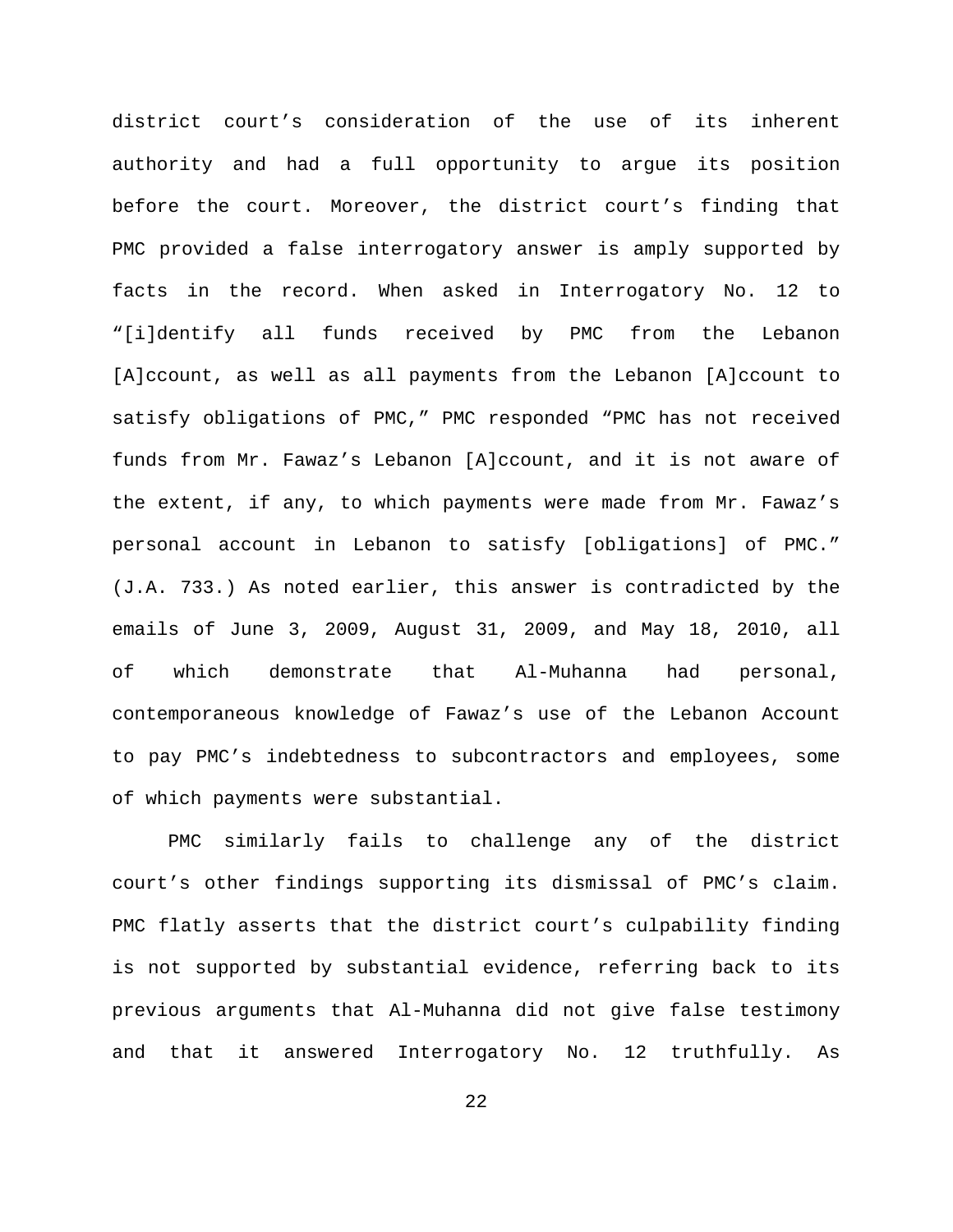district court's consideration of the use of its inherent authority and had a full opportunity to argue its position before the court. Moreover, the district court's finding that PMC provided a false interrogatory answer is amply supported by facts in the record. When asked in Interrogatory No. 12 to "[i]dentify all funds received by PMC from the Lebanon [A]ccount, as well as all payments from the Lebanon [A]ccount to satisfy obligations of PMC," PMC responded "PMC has not received funds from Mr. Fawaz's Lebanon [A]ccount, and it is not aware of the extent, if any, to which payments were made from Mr. Fawaz's personal account in Lebanon to satisfy [obligations] of PMC." (J.A. 733.) As noted earlier, this answer is contradicted by the emails of June 3, 2009, August 31, 2009, and May 18, 2010, all of which demonstrate that Al-Muhanna had personal, contemporaneous knowledge of Fawaz's use of the Lebanon Account to pay PMC's indebtedness to subcontractors and employees, some of which payments were substantial.

PMC similarly fails to challenge any of the district court's other findings supporting its dismissal of PMC's claim. PMC flatly asserts that the district court's culpability finding is not supported by substantial evidence, referring back to its previous arguments that Al-Muhanna did not give false testimony and that it answered Interrogatory No. 12 truthfully. As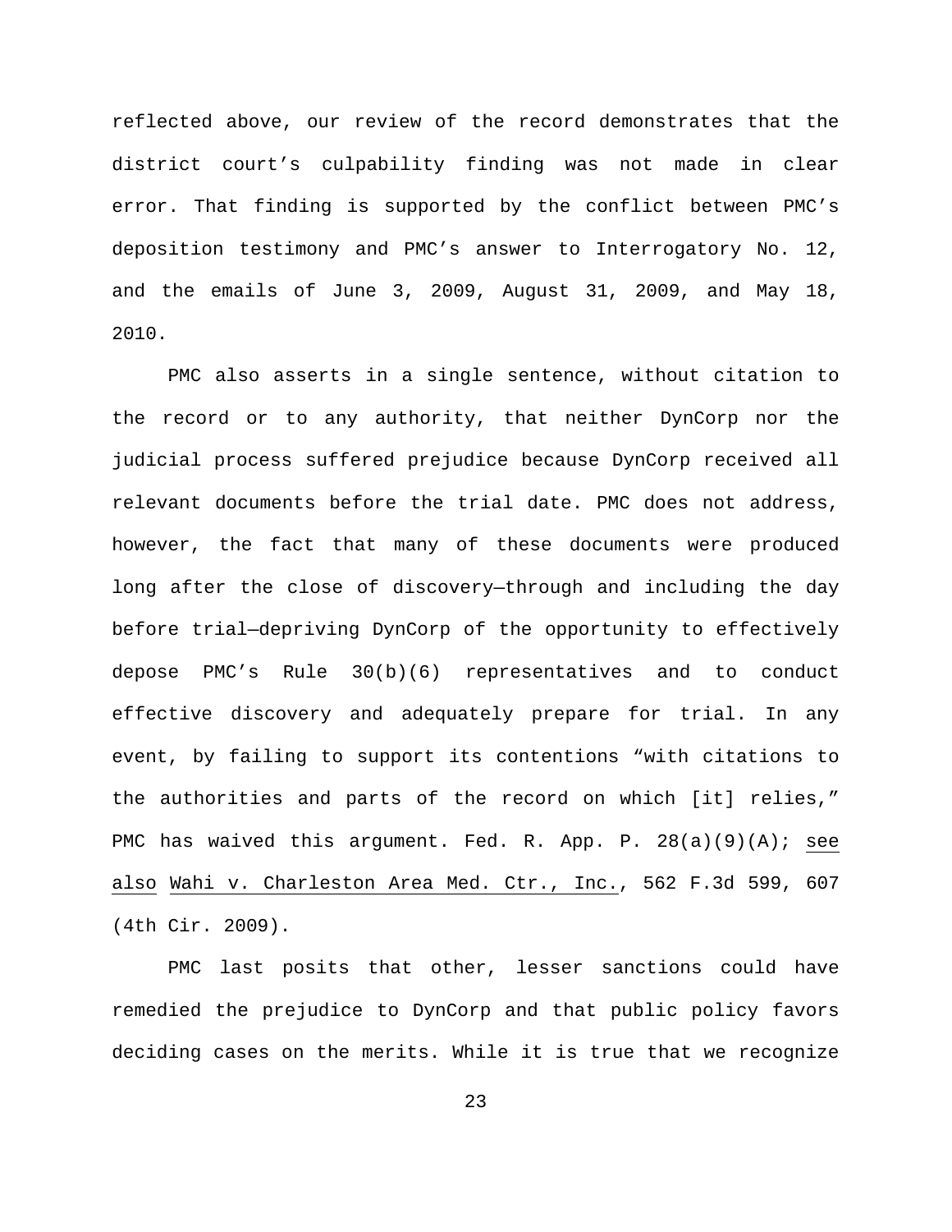reflected above, our review of the record demonstrates that the district court's culpability finding was not made in clear error. That finding is supported by the conflict between PMC's deposition testimony and PMC's answer to Interrogatory No. 12, and the emails of June 3, 2009, August 31, 2009, and May 18, 2010.

PMC also asserts in a single sentence, without citation to the record or to any authority, that neither DynCorp nor the judicial process suffered prejudice because DynCorp received all relevant documents before the trial date. PMC does not address, however, the fact that many of these documents were produced long after the close of discovery—through and including the day before trial—depriving DynCorp of the opportunity to effectively depose PMC's Rule 30(b)(6) representatives and to conduct effective discovery and adequately prepare for trial. In any event, by failing to support its contentions "with citations to the authorities and parts of the record on which [it] relies," PMC has waived this argument. Fed. R. App. P. 28(a)(9)(A); see also Wahi v. Charleston Area Med. Ctr., Inc., 562 F.3d 599, 607 (4th Cir. 2009).

PMC last posits that other, lesser sanctions could have remedied the prejudice to DynCorp and that public policy favors deciding cases on the merits. While it is true that we recognize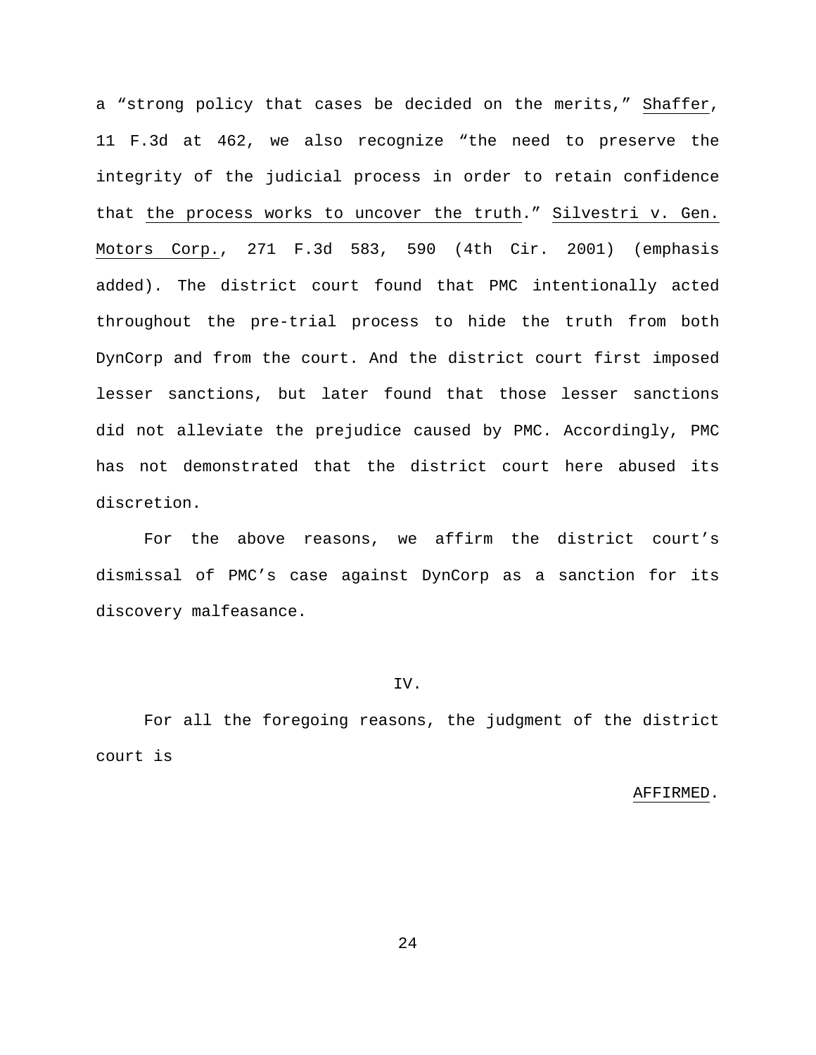a "strong policy that cases be decided on the merits," Shaffer, 11 F.3d at 462, we also recognize "the need to preserve the integrity of the judicial process in order to retain confidence that the process works to uncover the truth." Silvestri v. Gen. Motors Corp., 271 F.3d 583, 590 (4th Cir. 2001) (emphasis added). The district court found that PMC intentionally acted throughout the pre-trial process to hide the truth from both DynCorp and from the court. And the district court first imposed lesser sanctions, but later found that those lesser sanctions did not alleviate the prejudice caused by PMC. Accordingly, PMC has not demonstrated that the district court here abused its discretion.

For the above reasons, we affirm the district court's dismissal of PMC's case against DynCorp as a sanction for its discovery malfeasance.

IV.

For all the foregoing reasons, the judgment of the district court is

AFFIRMED.